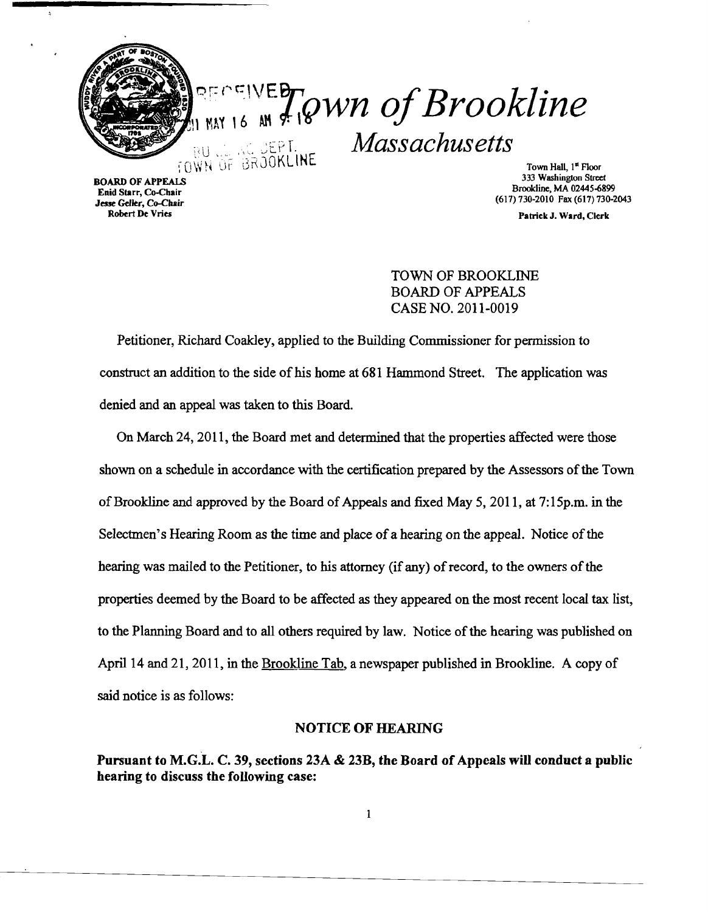# Town of Brookline

## Massachusetts

RECEIVED
11 MAY 16 AM 9:18
BUILDING DEPT.
TOWN OF BROOKLINE

**BOARD OF APPEALS**
**Enid Starr, Co-Chair**
**Jesse Geller, Co-Chair**
**Robert De Vries**

Town Hall, 1st Floor
333 Washington Street
Brookline, MA 02445-6899
(617) 730-2010 Fax (617) 730-2043

**Patrick J. Ward, Clerk**

TOWN OF BROOKLINE
BOARD OF APPEALS
CASE NO. 2011-0019

Petitioner, Richard Coakley, applied to the Building Commissioner for permission to construct an addition to the side of his home at 681 Hammond Street. The application was denied and an appeal was taken to this Board.

On March 24, 2011, the Board met and determined that the properties affected were those shown on a schedule in accordance with the certification prepared by the Assessors of the Town of Brookline and approved by the Board of Appeals and fixed May 5, 2011, at 7:15p.m. in the Selectmen's Hearing Room as the time and place of a hearing on the appeal. Notice of the hearing was mailed to the Petitioner, to his attorney (if any) of record, to the owners of the properties deemed by the Board to be affected as they appeared on the most recent local tax list, to the Planning Board and to all others required by law. Notice of the hearing was published on April 14 and 21, 2011, in the Brookline Tab, a newspaper published in Brookline. A copy of said notice is as follows:

### NOTICE OF HEARING

**Pursuant to M.G.L. C. 39, sections 23A & 23B, the Board of Appeals will conduct a public hearing to discuss the following case:**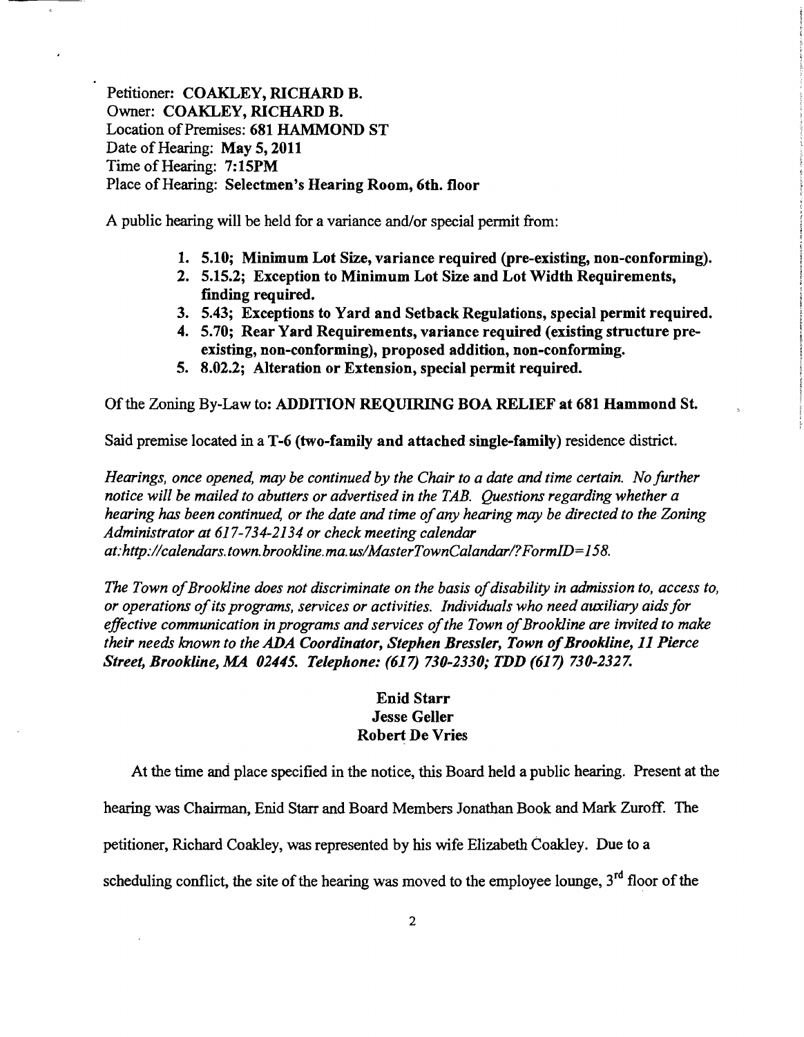Petitioner: **COAKLEY, RICHARD B.**
Owner: **COAKLEY, RICHARD B.**
Location of Premises: **681 HAMMOND ST**
Date of Hearing: **May 5, 2011**
Time of Hearing: **7:15PM**
Place of Hearing: **Selectmen's Hearing Room, 6th. floor**

A public hearing will be held for a variance and/or special permit from:

1. **5.10; Minimum Lot Size, variance required (pre-existing, non-conforming).**
2. **5.15.2; Exception to Minimum Lot Size and Lot Width Requirements, finding required.**
3. **5.43; Exceptions to Yard and Setback Regulations, special permit required.**
4. **5.70; Rear Yard Requirements, variance required (existing structure pre-existing, non-conforming), proposed addition, non-conforming.**
5. **8.02.2; Alteration or Extension, special permit required.**

Of the Zoning By-Law to: **ADDITION REQUIRING BOA RELIEF at 681 Hammond St.**

Said premise located in a **T-6 (two-family and attached single-family)** residence district.

*Hearings, once opened, may be continued by the Chair to a date and time certain. No further notice will be mailed to abutters or advertised in the TAB. Questions regarding whether a hearing has been continued, or the date and time of any hearing may be directed to the Zoning Administrator at 617-734-2134 or check meeting calendar at:http://calendars.town.brookline.ma.us/MasterTownCalandar/?FormID=158.*

*The Town of Brookline does not discriminate on the basis of disability in admission to, access to, or operations of its programs, services or activities. Individuals who need auxiliary aids for effective communication in programs and services of the Town of Brookline are invited to make their needs known to the ADA Coordinator, Stephen Bressler, Town of Brookline, 11 Pierce Street, Brookline, MA 02445. Telephone: (617) 730-2330; TDD (617) 730-2327.*

**Enid Starr**
**Jesse Geller**
**Robert De Vries**

At the time and place specified in the notice, this Board held a public hearing. Present at the hearing was Chairman, Enid Starr and Board Members Jonathan Book and Mark Zuroff. The petitioner, Richard Coakley, was represented by his wife Elizabeth Coakley. Due to a scheduling conflict, the site of the hearing was moved to the employee lounge, 3rd floor of the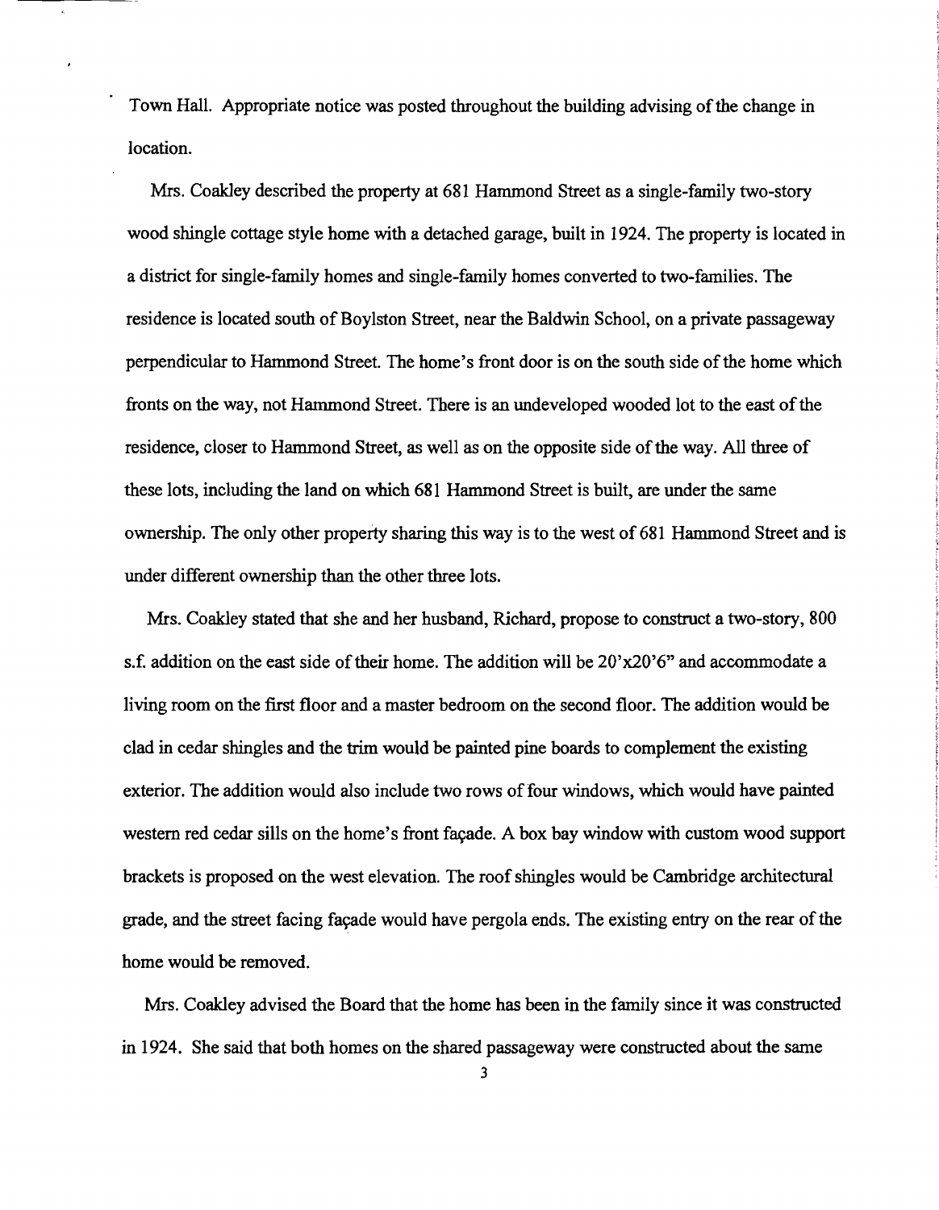Town Hall. Appropriate notice was posted throughout the building advising of the change in location.

Mrs. Coakley described the property at 681 Hammond Street as a single-family two-story wood shingle cottage style home with a detached garage, built in 1924. The property is located in a district for single-family homes and single-family homes converted to two-families. The residence is located south of Boylston Street, near the Baldwin School, on a private passageway perpendicular to Hammond Street. The home's front door is on the south side of the home which fronts on the way, not Hammond Street. There is an undeveloped wooded lot to the east of the residence, closer to Hammond Street, as well as on the opposite side of the way. All three of these lots, including the land on which 681 Hammond Street is built, are under the same ownership. The only other property sharing this way is to the west of 681 Hammond Street and is under different ownership than the other three lots.

Mrs. Coakley stated that she and her husband, Richard, propose to construct a two-story, 800 s.f. addition on the east side of their home. The addition will be 20'x20'6" and accommodate a living room on the first floor and a master bedroom on the second floor. The addition would be clad in cedar shingles and the trim would be painted pine boards to complement the existing exterior. The addition would also include two rows of four windows, which would have painted western red cedar sills on the home's front façade. A box bay window with custom wood support brackets is proposed on the west elevation. The roof shingles would be Cambridge architectural grade, and the street facing façade would have pergola ends. The existing entry on the rear of the home would be removed.

Mrs. Coakley advised the Board that the home has been in the family since it was constructed in 1924. She said that both homes on the shared passageway were constructed about the same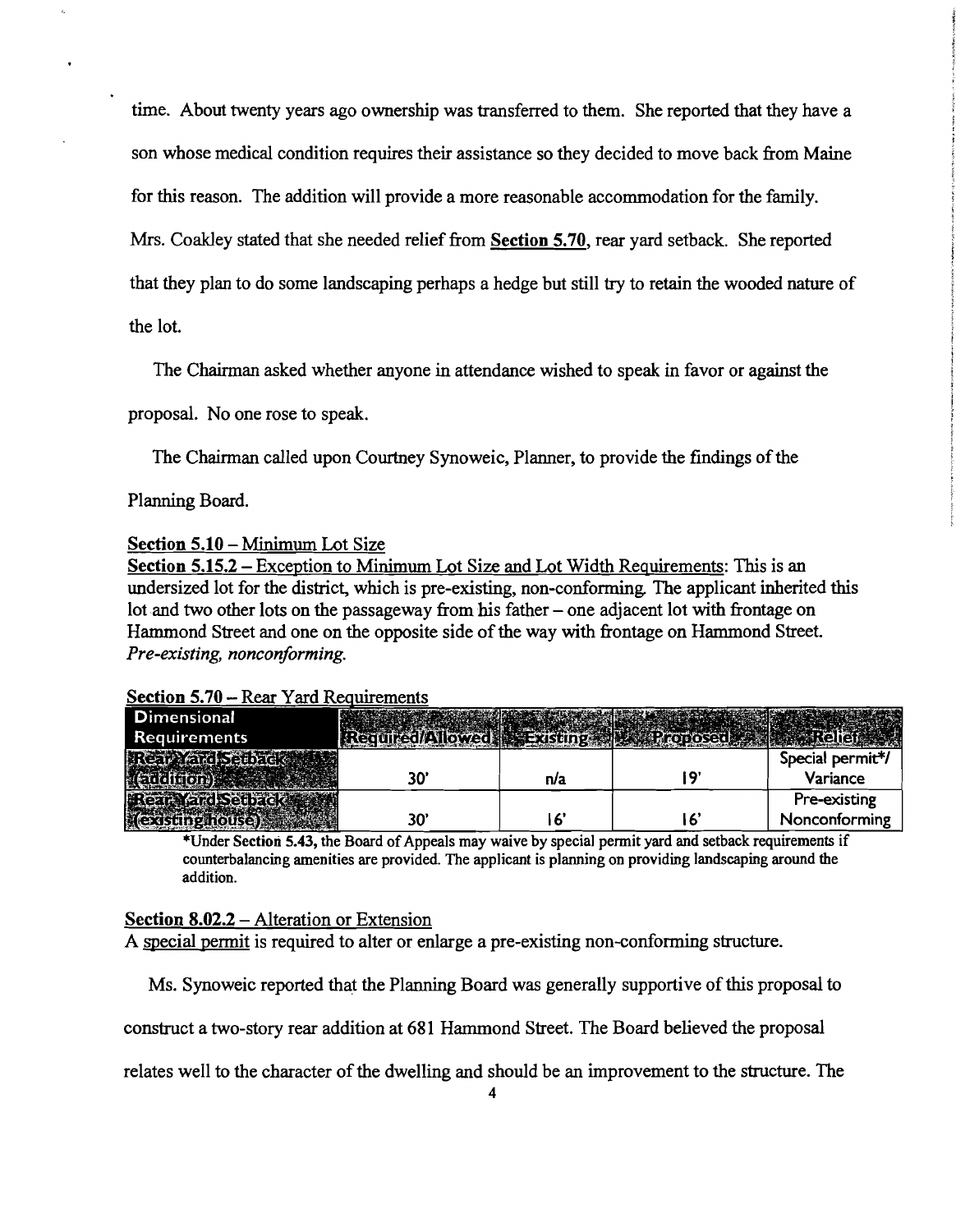time. About twenty years ago ownership was transferred to them. She reported that they have a son whose medical condition requires their assistance so they decided to move back from Maine for this reason. The addition will provide a more reasonable accommodation for the family. Mrs. Coakley stated that she needed relief from **Section 5.70**, rear yard setback. She reported that they plan to do some landscaping perhaps a hedge but still try to retain the wooded nature of the lot.

The Chairman asked whether anyone in attendance wished to speak in favor or against the proposal. No one rose to speak.

The Chairman called upon Courtney Synoweic, Planner, to provide the findings of the Planning Board.

**Section 5.10** – Minimum Lot Size
**Section 5.15.2** – Exception to Minimum Lot Size and Lot Width Requirements: This is an undersized lot for the district, which is pre-existing, non-conforming. The applicant inherited this lot and two other lots on the passageway from his father – one adjacent lot with frontage on Hammond Street and one on the opposite side of the way with frontage on Hammond Street. *Pre-existing, nonconforming.*

**Section 5.70** – Rear Yard Requirements

| Dimensional Requirements | Required/Allowed | Existing | Proposed | Relief |
|---|---|---|---|---|
| Rear Yard Setback (addition) | 30' | n/a | 19' | Special permit*/ Variance |
| Rear Yard Setback (existing house) | 30' | 16' | 16' | Pre-existing Nonconforming |

*Under Section 5.43, the Board of Appeals may waive by special permit yard and setback requirements if counterbalancing amenities are provided. The applicant is planning on providing landscaping around the addition.

**Section 8.02.2** – Alteration or Extension
A special permit is required to alter or enlarge a pre-existing non-conforming structure.

Ms. Synoweic reported that the Planning Board was generally supportive of this proposal to construct a two-story rear addition at 681 Hammond Street. The Board believed the proposal relates well to the character of the dwelling and should be an improvement to the structure. The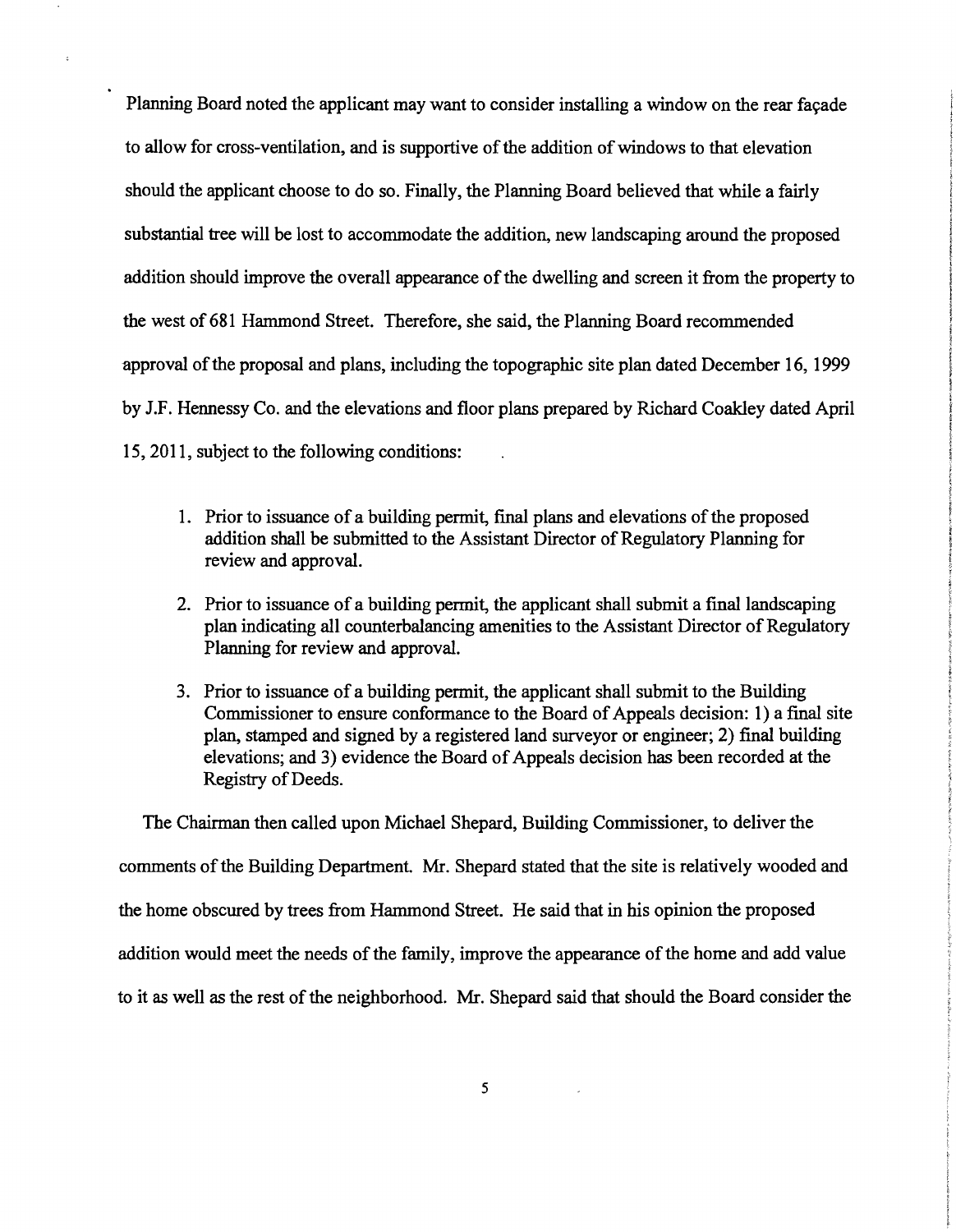Planning Board noted the applicant may want to consider installing a window on the rear façade to allow for cross-ventilation, and is supportive of the addition of windows to that elevation should the applicant choose to do so. Finally, the Planning Board believed that while a fairly substantial tree will be lost to accommodate the addition, new landscaping around the proposed addition should improve the overall appearance of the dwelling and screen it from the property to the west of 681 Hammond Street. Therefore, she said, the Planning Board recommended approval of the proposal and plans, including the topographic site plan dated December 16, 1999 by J.F. Hennessy Co. and the elevations and floor plans prepared by Richard Coakley dated April 15, 2011, subject to the following conditions:

1. Prior to issuance of a building permit, final plans and elevations of the proposed addition shall be submitted to the Assistant Director of Regulatory Planning for review and approval.
2. Prior to issuance of a building permit, the applicant shall submit a final landscaping plan indicating all counterbalancing amenities to the Assistant Director of Regulatory Planning for review and approval.
3. Prior to issuance of a building permit, the applicant shall submit to the Building Commissioner to ensure conformance to the Board of Appeals decision: 1) a final site plan, stamped and signed by a registered land surveyor or engineer; 2) final building elevations; and 3) evidence the Board of Appeals decision has been recorded at the Registry of Deeds.

The Chairman then called upon Michael Shepard, Building Commissioner, to deliver the comments of the Building Department. Mr. Shepard stated that the site is relatively wooded and the home obscured by trees from Hammond Street. He said that in his opinion the proposed addition would meet the needs of the family, improve the appearance of the home and add value to it as well as the rest of the neighborhood. Mr. Shepard said that should the Board consider the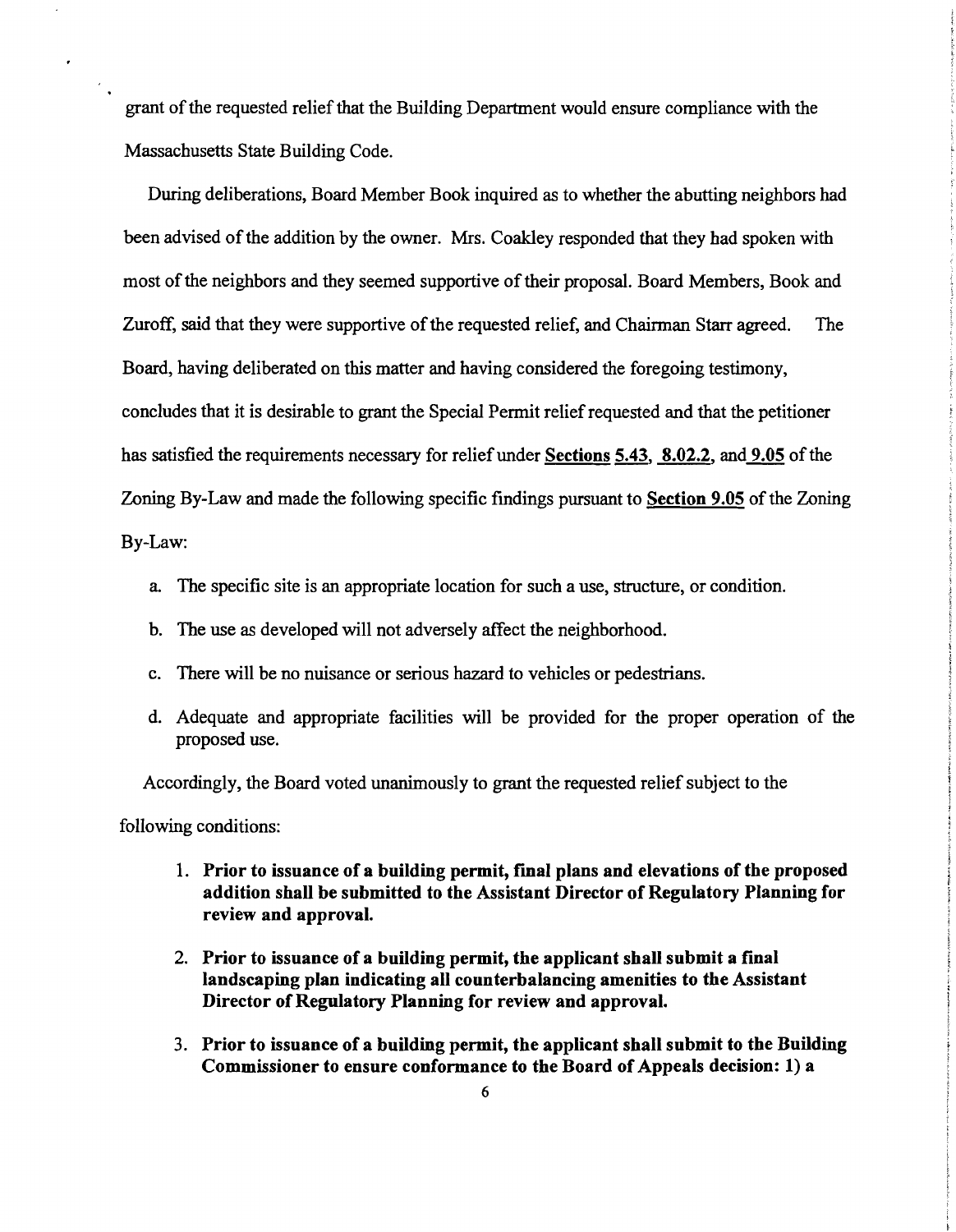grant of the requested relief that the Building Department would ensure compliance with the Massachusetts State Building Code.

During deliberations, Board Member Book inquired as to whether the abutting neighbors had been advised of the addition by the owner. Mrs. Coakley responded that they had spoken with most of the neighbors and they seemed supportive of their proposal. Board Members, Book and Zuroff, said that they were supportive of the requested relief, and Chairman Starr agreed. The Board, having deliberated on this matter and having considered the foregoing testimony, concludes that it is desirable to grant the Special Permit relief requested and that the petitioner has satisfied the requirements necessary for relief under **Sections 5.43, 8.02.2**, and **9.05** of the Zoning By-Law and made the following specific findings pursuant to **Section 9.05** of the Zoning By-Law:

a. The specific site is an appropriate location for such a use, structure, or condition.

b. The use as developed will not adversely affect the neighborhood.

c. There will be no nuisance or serious hazard to vehicles or pedestrians.

d. Adequate and appropriate facilities will be provided for the proper operation of the proposed use.

Accordingly, the Board voted unanimously to grant the requested relief subject to the following conditions:

1. **Prior to issuance of a building permit, final plans and elevations of the proposed addition shall be submitted to the Assistant Director of Regulatory Planning for review and approval.**

2. **Prior to issuance of a building permit, the applicant shall submit a final landscaping plan indicating all counterbalancing amenities to the Assistant Director of Regulatory Planning for review and approval.**

3. **Prior to issuance of a building permit, the applicant shall submit to the Building Commissioner to ensure conformance to the Board of Appeals decision: 1) a**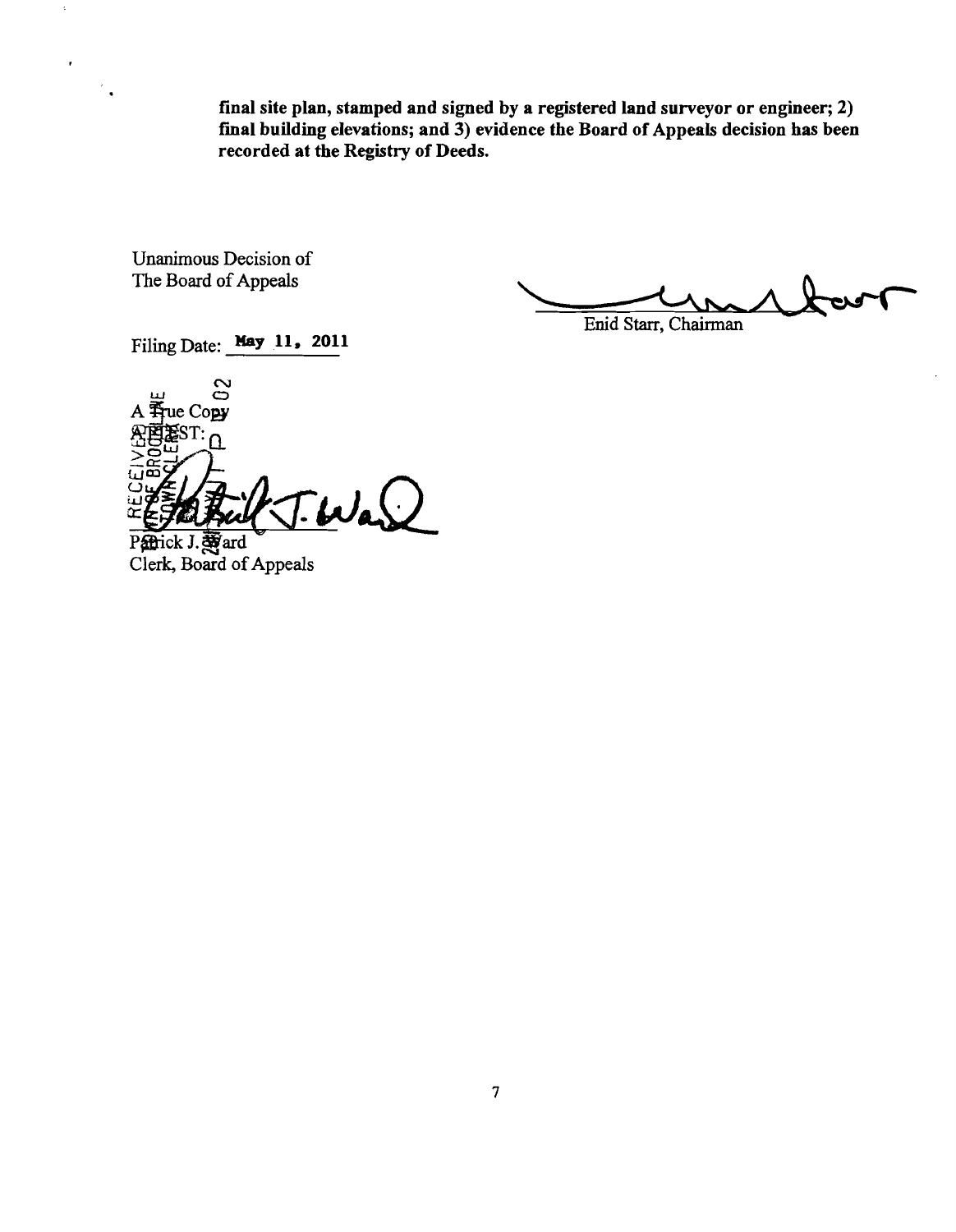**final site plan, stamped and signed by a registered land surveyor or engineer; 2) final building elevations; and 3) evidence the Board of Appeals decision has been recorded at the Registry of Deeds.**

Unanimous Decision of
The Board of Appeals

Enid Starr, Chairman

Filing Date: **May 11, 2011**

A True Copy
ATTEST:

Patrick J. Ward
Clerk, Board of Appeals